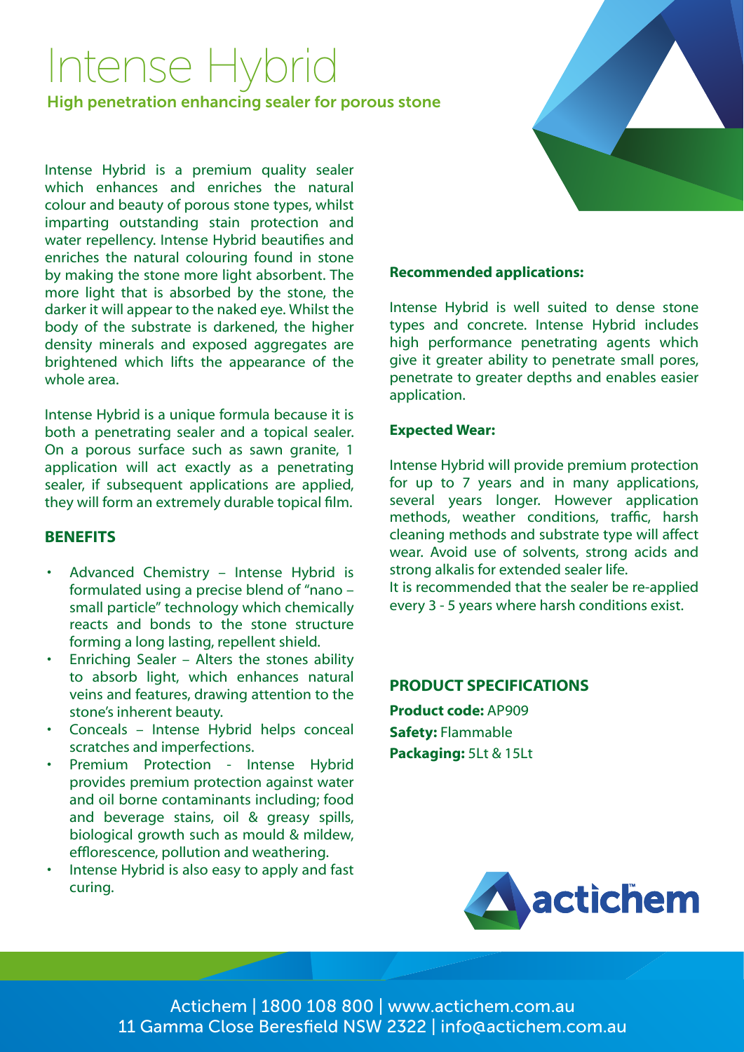# Intense Hybrid

## High penetration enhancing sealer for porous stone

Intense Hybrid is a premium quality sealer which enhances and enriches the natural colour and beauty of porous stone types, whilst imparting outstanding stain protection and water repellency. Intense Hybrid beautifies and enriches the natural colouring found in stone by making the stone more light absorbent. The more light that is absorbed by the stone, the darker it will appear to the naked eye. Whilst the body of the substrate is darkened, the higher density minerals and exposed aggregates are brightened which lifts the appearance of the whole area.

Intense Hybrid is a unique formula because it is both a penetrating sealer and a topical sealer. On a porous surface such as sawn granite, 1 application will act exactly as a penetrating sealer, if subsequent applications are applied, they will form an extremely durable topical film.

### BENEFITS

- Advanced Chemistry – Intense Hybrid is formulated using a precise blend of "nano – small particle" technology which chemically reacts and bonds to the stone structure forming a long lasting, repellent shield.
- Enriching Sealer – Alters the stones ability to absorb light, which enhances natural veins and features, drawing attention to the stone's inherent beauty.
- Conceals – Intense Hybrid helps conceal scratches and imperfections.
- Premium Protection - Intense Hybrid provides premium protection against water and oil borne contaminants including; food and beverage stains, oil & greasy spills, biological growth such as mould & mildew, efflorescence, pollution and weathering.
- Intense Hybrid is also easy to apply and fast curing.

**Recommended applications:**

Intense Hybrid is well suited to dense stone types and concrete. Intense Hybrid includes high performance penetrating agents which give it greater ability to penetrate small pores, penetrate to greater depths and enables easier application.

**Expected Wear:**

Intense Hybrid will provide premium protection for up to 7 years and in many applications, several years longer. However application methods, weather conditions, traffic, harsh cleaning methods and substrate type will affect wear. Avoid use of solvents, strong acids and strong alkalis for extended sealer life.
It is recommended that the sealer be re-applied every 3 - 5 years where harsh conditions exist.

### PRODUCT SPECIFICATIONS

**Product code:** AP909
**Safety:** Flammable
**Packaging:** 5Lt & 15Lt

actichem

Actichem | 1800 108 800 | www.actichem.com.au
11 Gamma Close Beresfield NSW 2322 | info@actichem.com.au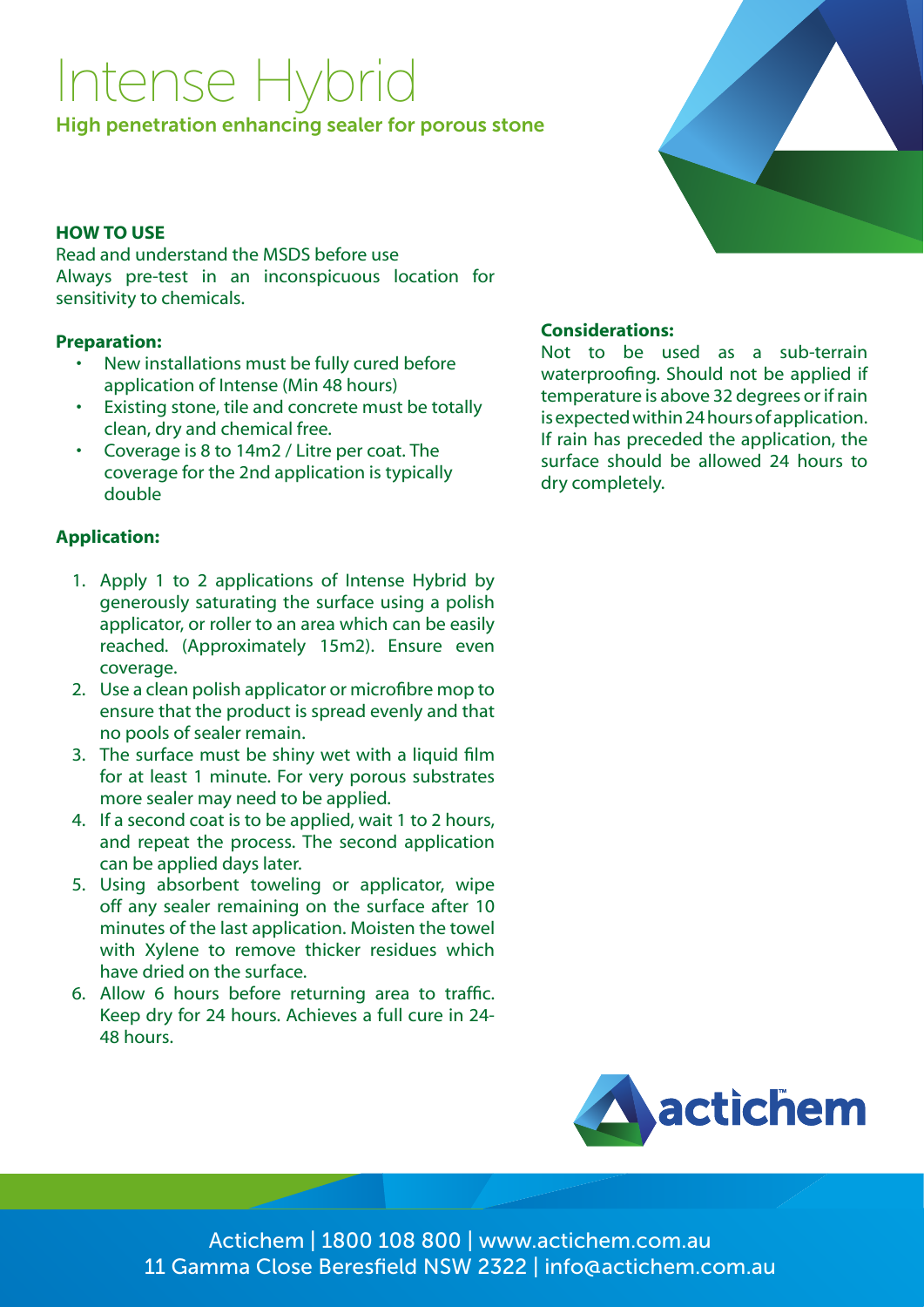# Intense Hybrid

## High penetration enhancing sealer for porous stone

**HOW TO USE**

Read and understand the MSDS before use
Always pre-test in an inconspicuous location for sensitivity to chemicals.

**Preparation:**

- New installations must be fully cured before application of Intense (Min 48 hours)
- Existing stone, tile and concrete must be totally clean, dry and chemical free.
- Coverage is 8 to 14m2 / Litre per coat. The coverage for the 2nd application is typically double

**Application:**

1. Apply 1 to 2 applications of Intense Hybrid by generously saturating the surface using a polish applicator, or roller to an area which can be easily reached. (Approximately 15m2). Ensure even coverage.
2. Use a clean polish applicator or microfibre mop to ensure that the product is spread evenly and that no pools of sealer remain.
3. The surface must be shiny wet with a liquid film for at least 1 minute. For very porous substrates more sealer may need to be applied.
4. If a second coat is to be applied, wait 1 to 2 hours, and repeat the process. The second application can be applied days later.
5. Using absorbent toweling or applicator, wipe off any sealer remaining on the surface after 10 minutes of the last application. Moisten the towel with Xylene to remove thicker residues which have dried on the surface.
6. Allow 6 hours before returning area to traffic. Keep dry for 24 hours. Achieves a full cure in 24-48 hours.

**Considerations:**

Not to be used as a sub-terrain waterproofing. Should not be applied if temperature is above 32 degrees or if rain is expected within 24 hours of application. If rain has preceded the application, the surface should be allowed 24 hours to dry completely.

actichem

Actichem | 1800 108 800 | www.actichem.com.au
11 Gamma Close Beresfield NSW 2322 | info@actichem.com.au